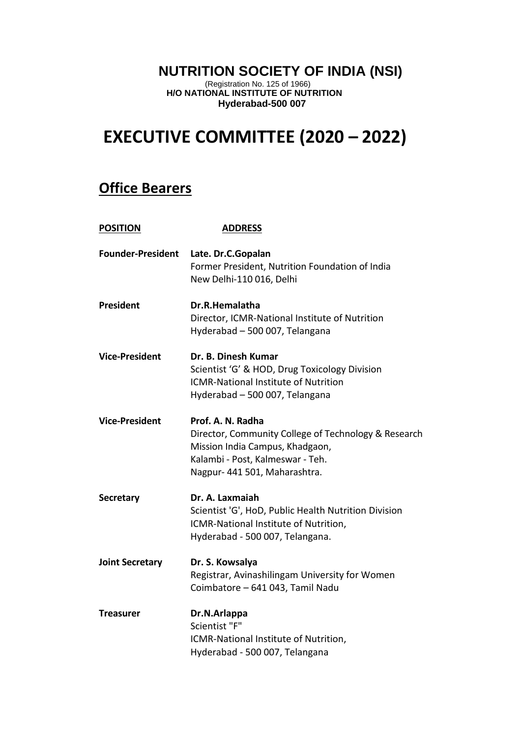# NUTRITION SOCIETY OF INDIA (NSI)

(Registration No. 125 of 1966)
**H/O NATIONAL INSTITUTE OF NUTRITION**
**Hyderabad-500 007**

# EXECUTIVE COMMITTEE (2020 – 2022)

## Office Bearers

| POSITION | ADDRESS |
|---|---|
| **Founder-President** | **Late. Dr.C.Gopalan**<br>Former President, Nutrition Foundation of India<br>New Delhi-110 016, Delhi |
| **President** | **Dr.R.Hemalatha**<br>Director, ICMR-National Institute of Nutrition<br>Hyderabad – 500 007, Telangana |
| **Vice-President** | **Dr. B. Dinesh Kumar**<br>Scientist 'G' & HOD, Drug Toxicology Division<br>ICMR-National Institute of Nutrition<br>Hyderabad – 500 007, Telangana |
| **Vice-President** | **Prof. A. N. Radha**<br>Director, Community College of Technology & Research<br>Mission India Campus, Khadgaon,<br>Kalambi - Post, Kalmeswar - Teh.<br>Nagpur- 441 501, Maharashtra. |
| **Secretary** | **Dr. A. Laxmaiah**<br>Scientist 'G', HoD, Public Health Nutrition Division<br>ICMR-National Institute of Nutrition,<br>Hyderabad - 500 007, Telangana. |
| **Joint Secretary** | **Dr. S. Kowsalya**<br>Registrar, Avinashilingam University for Women<br>Coimbatore – 641 043, Tamil Nadu |
| **Treasurer** | **Dr.N.Arlappa**<br>Scientist "F"<br>ICMR-National Institute of Nutrition,<br>Hyderabad - 500 007, Telangana |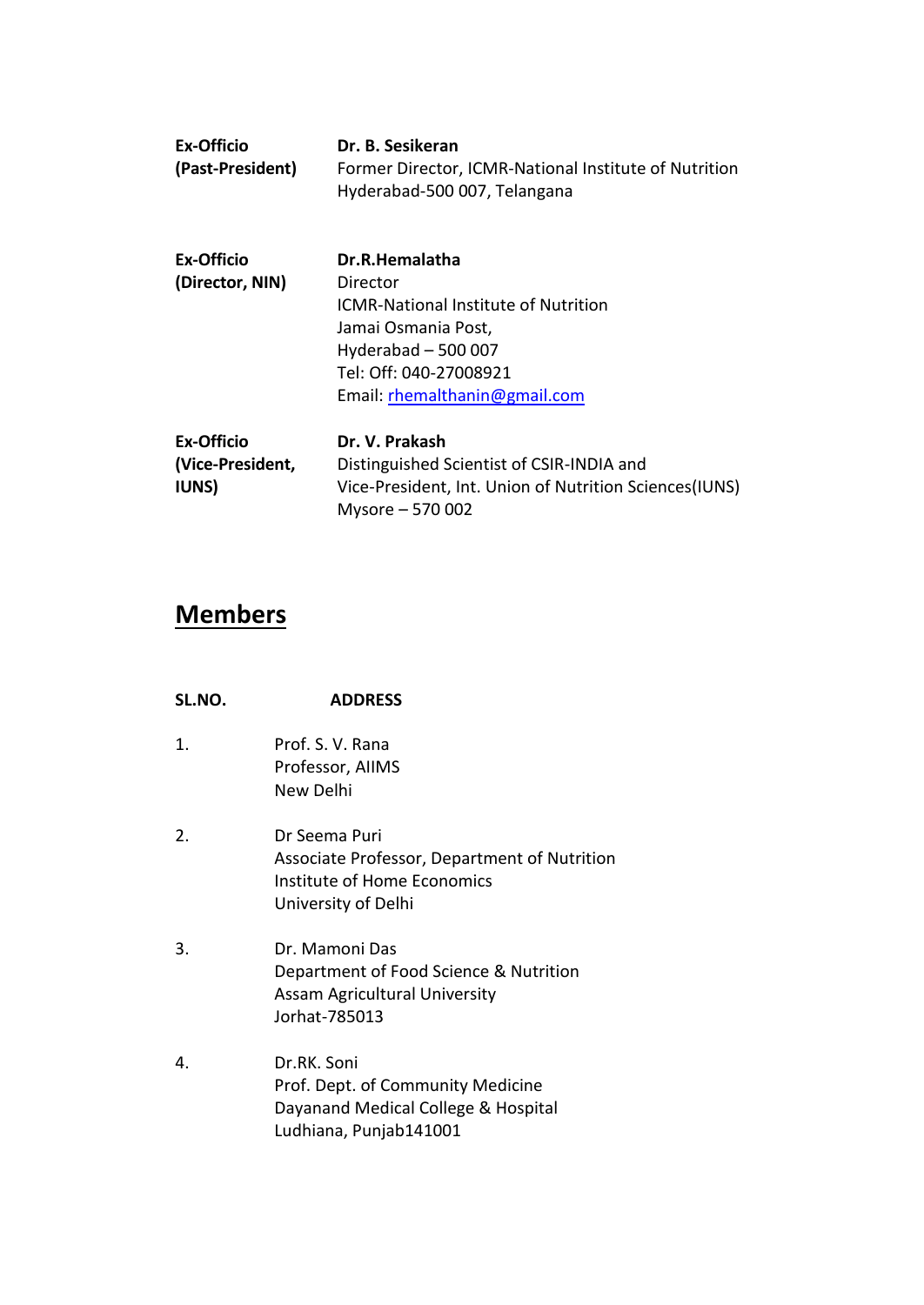| | |
|---|---|
| **Ex-Officio (Past-President)** | **Dr. B. Sesikeran**<br>Former Director, ICMR-National Institute of Nutrition<br>Hyderabad-500 007, Telangana |
| **Ex-Officio (Director, NIN)** | **Dr.R.Hemalatha**<br>Director<br>ICMR-National Institute of Nutrition<br>Jamai Osmania Post,<br>Hyderabad – 500 007<br>Tel: Off: 040-27008921<br>Email: rhemalthanin@gmail.com |
| **Ex-Officio (Vice-President, IUNS)** | **Dr. V. Prakash**<br>Distinguished Scientist of CSIR-INDIA and<br>Vice-President, Int. Union of Nutrition Sciences(IUNS)<br>Mysore – 570 002 |

## Members

| SL.NO. | ADDRESS |
|---|---|
| 1. | Prof. S. V. Rana<br>Professor, AIIMS<br>New Delhi |
| 2. | Dr Seema Puri<br>Associate Professor, Department of Nutrition<br>Institute of Home Economics<br>University of Delhi |
| 3. | Dr. Mamoni Das<br>Department of Food Science & Nutrition<br>Assam Agricultural University<br>Jorhat-785013 |
| 4. | Dr.RK. Soni<br>Prof. Dept. of Community Medicine<br>Dayanand Medical College & Hospital<br>Ludhiana, Punjab141001 |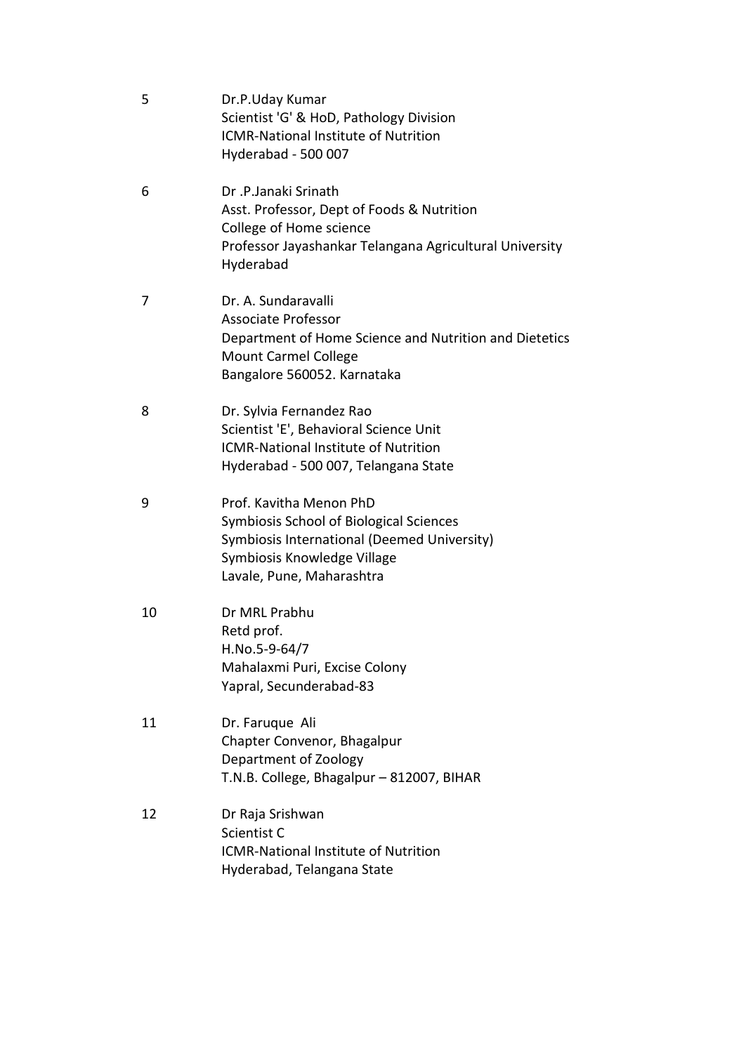5 Dr.P.Uday Kumar
Scientist 'G' & HoD, Pathology Division
ICMR-National Institute of Nutrition
Hyderabad - 500 007

6 Dr .P.Janaki Srinath
Asst. Professor, Dept of Foods & Nutrition
College of Home science
Professor Jayashankar Telangana Agricultural University
Hyderabad

7 Dr. A. Sundaravalli
Associate Professor
Department of Home Science and Nutrition and Dietetics
Mount Carmel College
Bangalore 560052. Karnataka

8 Dr. Sylvia Fernandez Rao
Scientist 'E', Behavioral Science Unit
ICMR-National Institute of Nutrition
Hyderabad - 500 007, Telangana State

9 Prof. Kavitha Menon PhD
Symbiosis School of Biological Sciences
Symbiosis International (Deemed University)
Symbiosis Knowledge Village
Lavale, Pune, Maharashtra

10 Dr MRL Prabhu
Retd prof.
H.No.5-9-64/7
Mahalaxmi Puri, Excise Colony
Yapral, Secunderabad-83

11 Dr. Faruque Ali
Chapter Convenor, Bhagalpur
Department of Zoology
T.N.B. College, Bhagalpur – 812007, BIHAR

12 Dr Raja Srishwan
Scientist C
ICMR-National Institute of Nutrition
Hyderabad, Telangana State